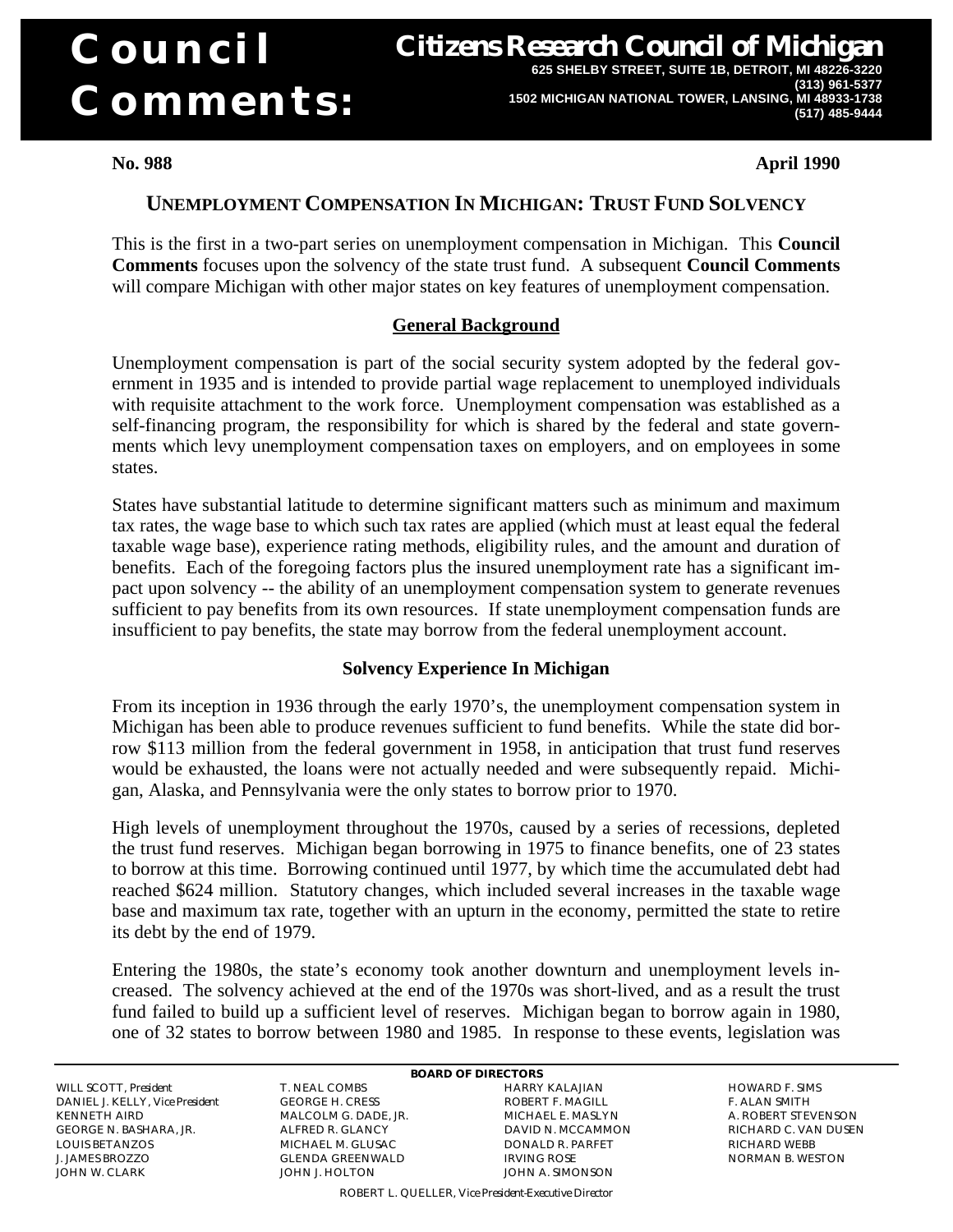# Council Comments:

**Citizens Research Council of Michigan**

**625 SHELBY STREET, SUITE 1B, DETROIT, MI 48226-3220**
**(313) 961-5377**
**1502 MICHIGAN NATIONAL TOWER, LANSING, MI 48933-1738**
**(517) 485-9444**

**No. 988** **April 1990**

## UNEMPLOYMENT COMPENSATION IN MICHIGAN: TRUST FUND SOLVENCY

This is the first in a two-part series on unemployment compensation in Michigan. This **Council Comments** focuses upon the solvency of the state trust fund. A subsequent **Council Comments** will compare Michigan with other major states on key features of unemployment compensation.

### General Background

Unemployment compensation is part of the social security system adopted by the federal government in 1935 and is intended to provide partial wage replacement to unemployed individuals with requisite attachment to the work force. Unemployment compensation was established as a self-financing program, the responsibility for which is shared by the federal and state governments which levy unemployment compensation taxes on employers, and on employees in some states.

States have substantial latitude to determine significant matters such as minimum and maximum tax rates, the wage base to which such tax rates are applied (which must at least equal the federal taxable wage base), experience rating methods, eligibility rules, and the amount and duration of benefits. Each of the foregoing factors plus the insured unemployment rate has a significant impact upon solvency -- the ability of an unemployment compensation system to generate revenues sufficient to pay benefits from its own resources. If state unemployment compensation funds are insufficient to pay benefits, the state may borrow from the federal unemployment account.

### Solvency Experience In Michigan

From its inception in 1936 through the early 1970's, the unemployment compensation system in Michigan has been able to produce revenues sufficient to fund benefits. While the state did borrow $113 million from the federal government in 1958, in anticipation that trust fund reserves would be exhausted, the loans were not actually needed and were subsequently repaid. Michigan, Alaska, and Pennsylvania were the only states to borrow prior to 1970.

High levels of unemployment throughout the 1970s, caused by a series of recessions, depleted the trust fund reserves. Michigan began borrowing in 1975 to finance benefits, one of 23 states to borrow at this time. Borrowing continued until 1977, by which time the accumulated debt had reached $624 million. Statutory changes, which included several increases in the taxable wage base and maximum tax rate, together with an upturn in the economy, permitted the state to retire its debt by the end of 1979.

Entering the 1980s, the state's economy took another downturn and unemployment levels increased. The solvency achieved at the end of the 1970s was short-lived, and as a result the trust fund failed to build up a sufficient level of reserves. Michigan began to borrow again in 1980, one of 32 states to borrow between 1980 and 1985. In response to these events, legislation was

**BOARD OF DIRECTORS**

WILL SCOTT, *President*
DANIEL J. KELLY, *Vice President*
KENNETH AIRD
GEORGE N. BASHARA, JR.
LOUIS BETANZOS
J. JAMES BROZZO
JOHN W. CLARK
T. NEAL COMBS
GEORGE H. CRESS
MALCOLM G. DADE, JR.
ALFRED R. GLANCY
MICHAEL M. GLUSAC
GLENDA GREENWALD
JOHN J. HOLTON
HARRY KALAJIAN
ROBERT F. MAGILL
MICHAEL E. MASLYN
DAVID N. MCCAMMON
DONALD R. PARFET
IRVING ROSE
JOHN A. SIMONSON
HOWARD F. SIMS
F. ALAN SMITH
A. ROBERT STEVENSON
RICHARD C. VAN DUSEN
RICHARD WEBB
NORMAN B. WESTON

ROBERT L. QUELLER, *Vice President-Executive Director*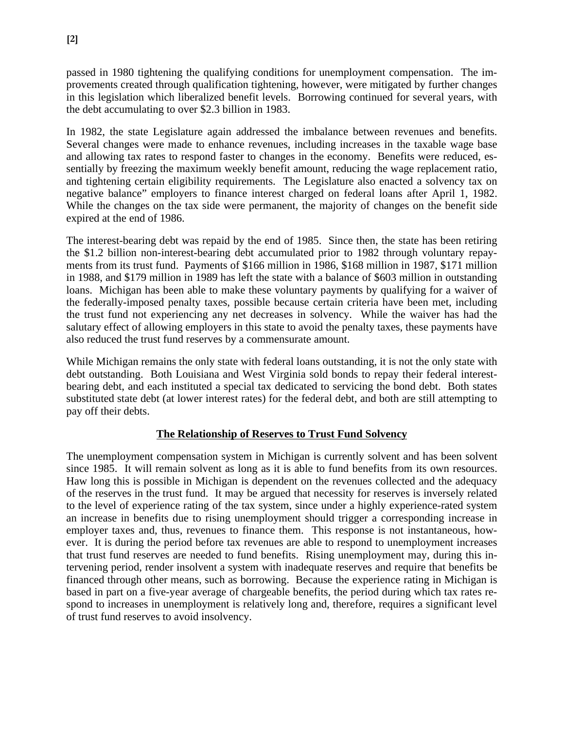passed in 1980 tightening the qualifying conditions for unemployment compensation. The improvements created through qualification tightening, however, were mitigated by further changes in this legislation which liberalized benefit levels. Borrowing continued for several years, with the debt accumulating to over $2.3 billion in 1983.

In 1982, the state Legislature again addressed the imbalance between revenues and benefits. Several changes were made to enhance revenues, including increases in the taxable wage base and allowing tax rates to respond faster to changes in the economy. Benefits were reduced, essentially by freezing the maximum weekly benefit amount, reducing the wage replacement ratio, and tightening certain eligibility requirements. The Legislature also enacted a solvency tax on negative balance" employers to finance interest charged on federal loans after April 1, 1982. While the changes on the tax side were permanent, the majority of changes on the benefit side expired at the end of 1986.

The interest-bearing debt was repaid by the end of 1985. Since then, the state has been retiring the $1.2 billion non-interest-bearing debt accumulated prior to 1982 through voluntary repayments from its trust fund. Payments of $166 million in 1986, $168 million in 1987, $171 million in 1988, and $179 million in 1989 has left the state with a balance of $603 million in outstanding loans. Michigan has been able to make these voluntary payments by qualifying for a waiver of the federally-imposed penalty taxes, possible because certain criteria have been met, including the trust fund not experiencing any net decreases in solvency. While the waiver has had the salutary effect of allowing employers in this state to avoid the penalty taxes, these payments have also reduced the trust fund reserves by a commensurate amount.

While Michigan remains the only state with federal loans outstanding, it is not the only state with debt outstanding. Both Louisiana and West Virginia sold bonds to repay their federal interest-bearing debt, and each instituted a special tax dedicated to servicing the bond debt. Both states substituted state debt (at lower interest rates) for the federal debt, and both are still attempting to pay off their debts.

## The Relationship of Reserves to Trust Fund Solvency

The unemployment compensation system in Michigan is currently solvent and has been solvent since 1985. It will remain solvent as long as it is able to fund benefits from its own resources. Haw long this is possible in Michigan is dependent on the revenues collected and the adequacy of the reserves in the trust fund. It may be argued that necessity for reserves is inversely related to the level of experience rating of the tax system, since under a highly experience-rated system an increase in benefits due to rising unemployment should trigger a corresponding increase in employer taxes and, thus, revenues to finance them. This response is not instantaneous, however. It is during the period before tax revenues are able to respond to unemployment increases that trust fund reserves are needed to fund benefits. Rising unemployment may, during this intervening period, render insolvent a system with inadequate reserves and require that benefits be financed through other means, such as borrowing. Because the experience rating in Michigan is based in part on a five-year average of chargeable benefits, the period during which tax rates respond to increases in unemployment is relatively long and, therefore, requires a significant level of trust fund reserves to avoid insolvency.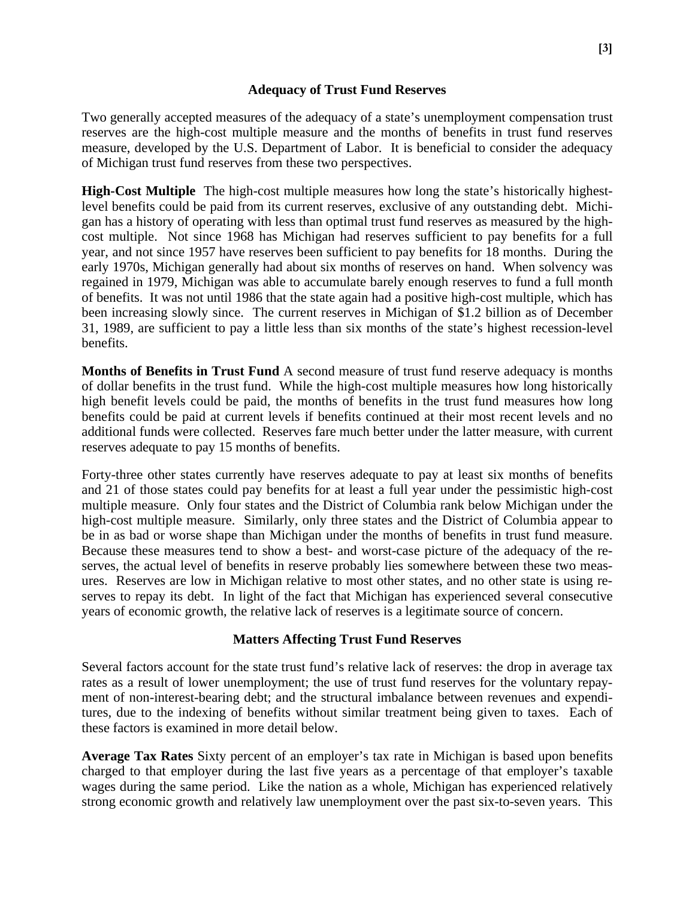## Adequacy of Trust Fund Reserves

Two generally accepted measures of the adequacy of a state's unemployment compensation trust reserves are the high-cost multiple measure and the months of benefits in trust fund reserves measure, developed by the U.S. Department of Labor. It is beneficial to consider the adequacy of Michigan trust fund reserves from these two perspectives.

**High-Cost Multiple** The high-cost multiple measures how long the state's historically highest-level benefits could be paid from its current reserves, exclusive of any outstanding debt. Michigan has a history of operating with less than optimal trust fund reserves as measured by the high-cost multiple. Not since 1968 has Michigan had reserves sufficient to pay benefits for a full year, and not since 1957 have reserves been sufficient to pay benefits for 18 months. During the early 1970s, Michigan generally had about six months of reserves on hand. When solvency was regained in 1979, Michigan was able to accumulate barely enough reserves to fund a full month of benefits. It was not until 1986 that the state again had a positive high-cost multiple, which has been increasing slowly since. The current reserves in Michigan of $1.2 billion as of December 31, 1989, are sufficient to pay a little less than six months of the state's highest recession-level benefits.

**Months of Benefits in Trust Fund** A second measure of trust fund reserve adequacy is months of dollar benefits in the trust fund. While the high-cost multiple measures how long historically high benefit levels could be paid, the months of benefits in the trust fund measures how long benefits could be paid at current levels if benefits continued at their most recent levels and no additional funds were collected. Reserves fare much better under the latter measure, with current reserves adequate to pay 15 months of benefits.

Forty-three other states currently have reserves adequate to pay at least six months of benefits and 21 of those states could pay benefits for at least a full year under the pessimistic high-cost multiple measure. Only four states and the District of Columbia rank below Michigan under the high-cost multiple measure. Similarly, only three states and the District of Columbia appear to be in as bad or worse shape than Michigan under the months of benefits in trust fund measure. Because these measures tend to show a best- and worst-case picture of the adequacy of the reserves, the actual level of benefits in reserve probably lies somewhere between these two measures. Reserves are low in Michigan relative to most other states, and no other state is using reserves to repay its debt. In light of the fact that Michigan has experienced several consecutive years of economic growth, the relative lack of reserves is a legitimate source of concern.

## Matters Affecting Trust Fund Reserves

Several factors account for the state trust fund's relative lack of reserves: the drop in average tax rates as a result of lower unemployment; the use of trust fund reserves for the voluntary repayment of non-interest-bearing debt; and the structural imbalance between revenues and expenditures, due to the indexing of benefits without similar treatment being given to taxes. Each of these factors is examined in more detail below.

**Average Tax Rates** Sixty percent of an employer's tax rate in Michigan is based upon benefits charged to that employer during the last five years as a percentage of that employer's taxable wages during the same period. Like the nation as a whole, Michigan has experienced relatively strong economic growth and relatively law unemployment over the past six-to-seven years. This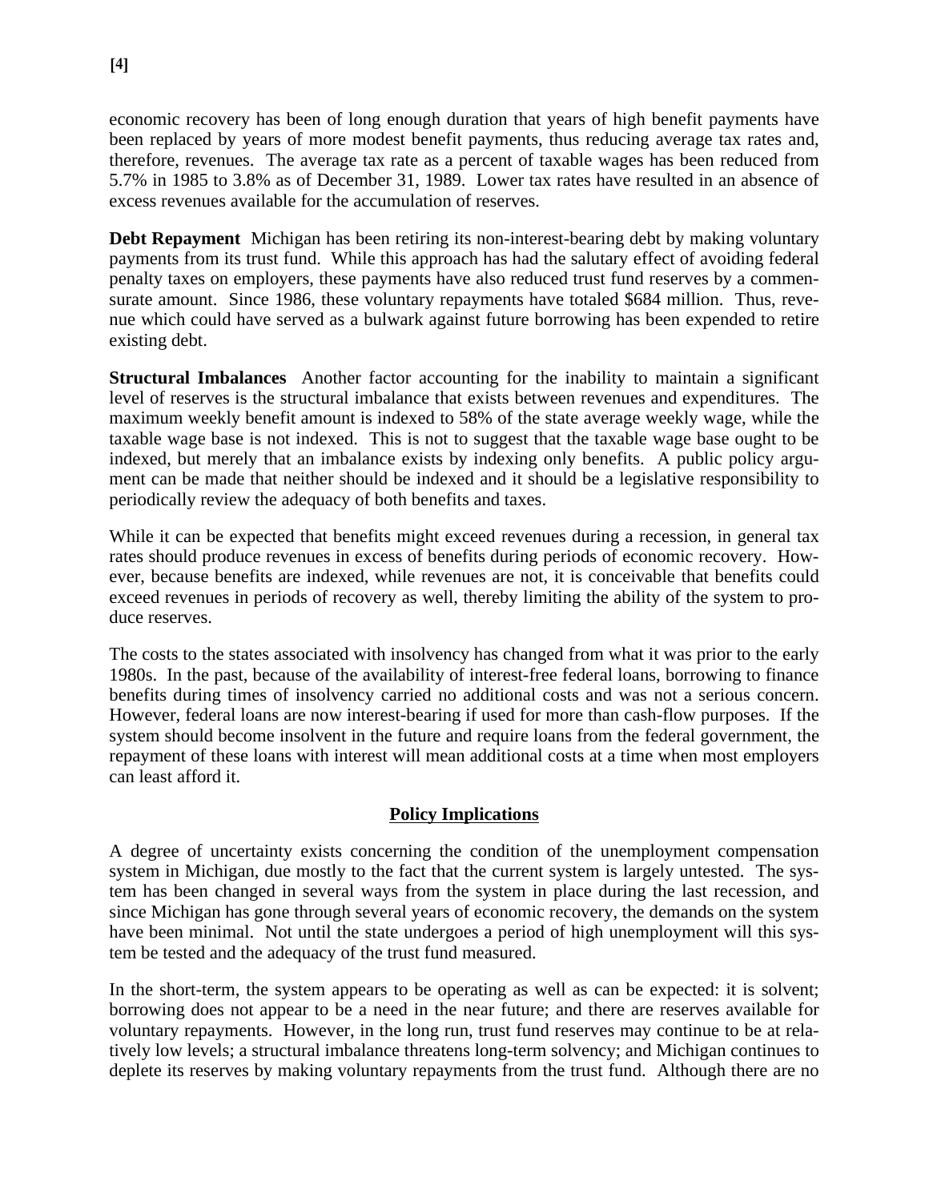economic recovery has been of long enough duration that years of high benefit payments have been replaced by years of more modest benefit payments, thus reducing average tax rates and, therefore, revenues. The average tax rate as a percent of taxable wages has been reduced from 5.7% in 1985 to 3.8% as of December 31, 1989. Lower tax rates have resulted in an absence of excess revenues available for the accumulation of reserves.

**Debt Repayment** Michigan has been retiring its non-interest-bearing debt by making voluntary payments from its trust fund. While this approach has had the salutary effect of avoiding federal penalty taxes on employers, these payments have also reduced trust fund reserves by a commensurate amount. Since 1986, these voluntary repayments have totaled $684 million. Thus, revenue which could have served as a bulwark against future borrowing has been expended to retire existing debt.

**Structural Imbalances** Another factor accounting for the inability to maintain a significant level of reserves is the structural imbalance that exists between revenues and expenditures. The maximum weekly benefit amount is indexed to 58% of the state average weekly wage, while the taxable wage base is not indexed. This is not to suggest that the taxable wage base ought to be indexed, but merely that an imbalance exists by indexing only benefits. A public policy argument can be made that neither should be indexed and it should be a legislative responsibility to periodically review the adequacy of both benefits and taxes.

While it can be expected that benefits might exceed revenues during a recession, in general tax rates should produce revenues in excess of benefits during periods of economic recovery. However, because benefits are indexed, while revenues are not, it is conceivable that benefits could exceed revenues in periods of recovery as well, thereby limiting the ability of the system to produce reserves.

The costs to the states associated with insolvency has changed from what it was prior to the early 1980s. In the past, because of the availability of interest-free federal loans, borrowing to finance benefits during times of insolvency carried no additional costs and was not a serious concern. However, federal loans are now interest-bearing if used for more than cash-flow purposes. If the system should become insolvent in the future and require loans from the federal government, the repayment of these loans with interest will mean additional costs at a time when most employers can least afford it.

## Policy Implications

A degree of uncertainty exists concerning the condition of the unemployment compensation system in Michigan, due mostly to the fact that the current system is largely untested. The system has been changed in several ways from the system in place during the last recession, and since Michigan has gone through several years of economic recovery, the demands on the system have been minimal. Not until the state undergoes a period of high unemployment will this system be tested and the adequacy of the trust fund measured.

In the short-term, the system appears to be operating as well as can be expected: it is solvent; borrowing does not appear to be a need in the near future; and there are reserves available for voluntary repayments. However, in the long run, trust fund reserves may continue to be at relatively low levels; a structural imbalance threatens long-term solvency; and Michigan continues to deplete its reserves by making voluntary repayments from the trust fund. Although there are no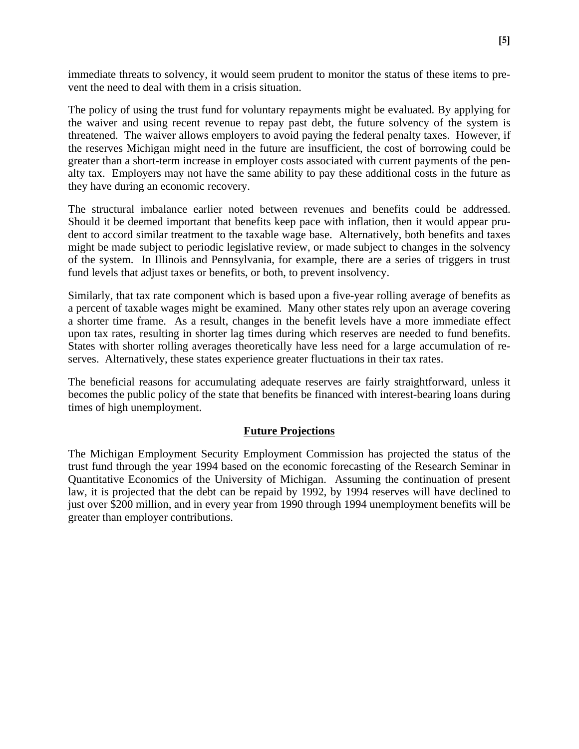immediate threats to solvency, it would seem prudent to monitor the status of these items to prevent the need to deal with them in a crisis situation.

The policy of using the trust fund for voluntary repayments might be evaluated. By applying for the waiver and using recent revenue to repay past debt, the future solvency of the system is threatened. The waiver allows employers to avoid paying the federal penalty taxes. However, if the reserves Michigan might need in the future are insufficient, the cost of borrowing could be greater than a short-term increase in employer costs associated with current payments of the penalty tax. Employers may not have the same ability to pay these additional costs in the future as they have during an economic recovery.

The structural imbalance earlier noted between revenues and benefits could be addressed. Should it be deemed important that benefits keep pace with inflation, then it would appear prudent to accord similar treatment to the taxable wage base. Alternatively, both benefits and taxes might be made subject to periodic legislative review, or made subject to changes in the solvency of the system. In Illinois and Pennsylvania, for example, there are a series of triggers in trust fund levels that adjust taxes or benefits, or both, to prevent insolvency.

Similarly, that tax rate component which is based upon a five-year rolling average of benefits as a percent of taxable wages might be examined. Many other states rely upon an average covering a shorter time frame. As a result, changes in the benefit levels have a more immediate effect upon tax rates, resulting in shorter lag times during which reserves are needed to fund benefits. States with shorter rolling averages theoretically have less need for a large accumulation of reserves. Alternatively, these states experience greater fluctuations in their tax rates.

The beneficial reasons for accumulating adequate reserves are fairly straightforward, unless it becomes the public policy of the state that benefits be financed with interest-bearing loans during times of high unemployment.

## Future Projections

The Michigan Employment Security Employment Commission has projected the status of the trust fund through the year 1994 based on the economic forecasting of the Research Seminar in Quantitative Economics of the University of Michigan. Assuming the continuation of present law, it is projected that the debt can be repaid by 1992, by 1994 reserves will have declined to just over $200 million, and in every year from 1990 through 1994 unemployment benefits will be greater than employer contributions.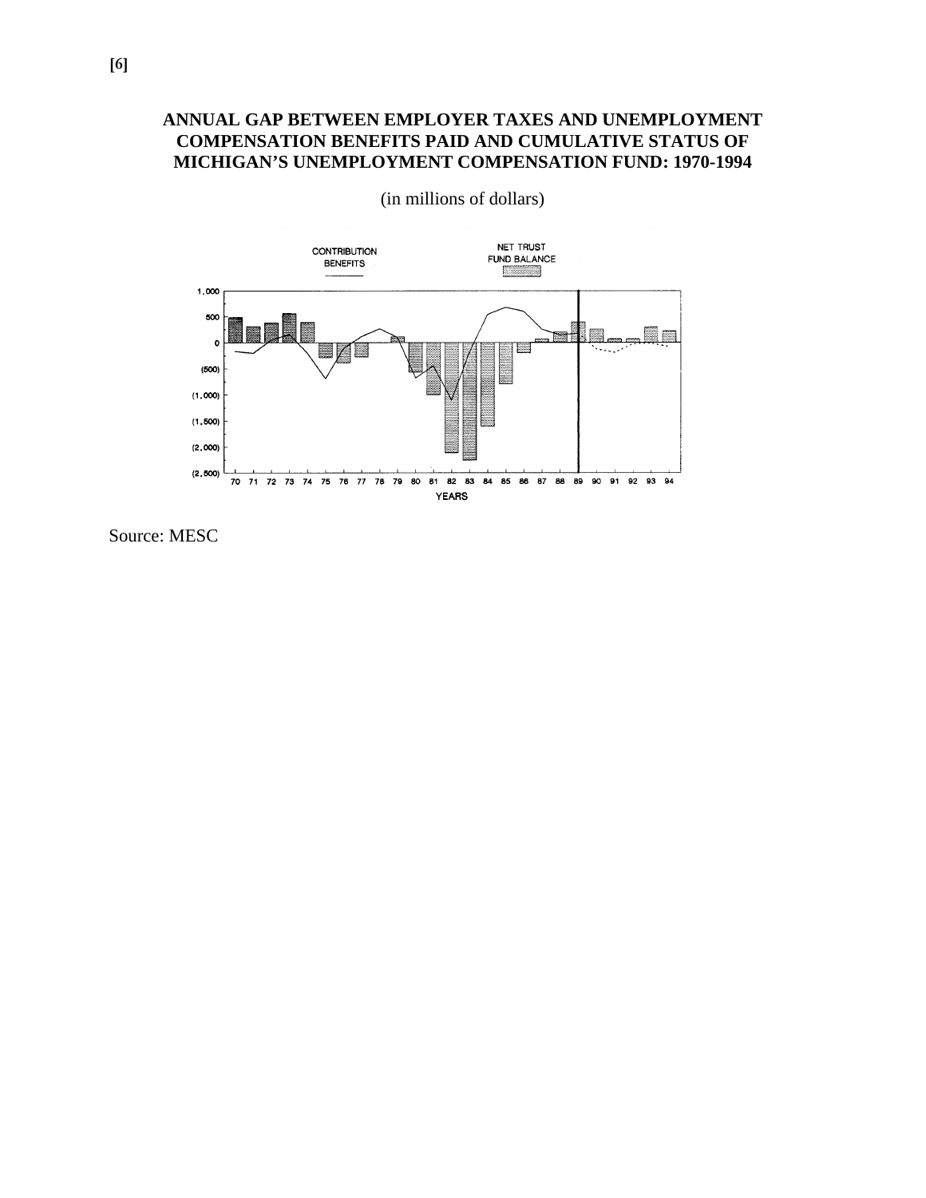## ANNUAL GAP BETWEEN EMPLOYER TAXES AND UNEMPLOYMENT COMPENSATION BENEFITS PAID AND CUMULATIVE STATUS OF MICHIGAN'S UNEMPLOYMENT COMPENSATION FUND: 1970-1994

(in millions of dollars)

CONTRIBUTION
BENEFITS

NET TRUST
FUND BALANCE

1,000
500
0
(500)
(1,000)
(1,500)
(2,000)
(2,500)

70 71 72 73 74 75 76 77 78 79 80 81 82 83 84 85 86 87 88 89 90 91 92 93 94

YEARS

Source: MESC